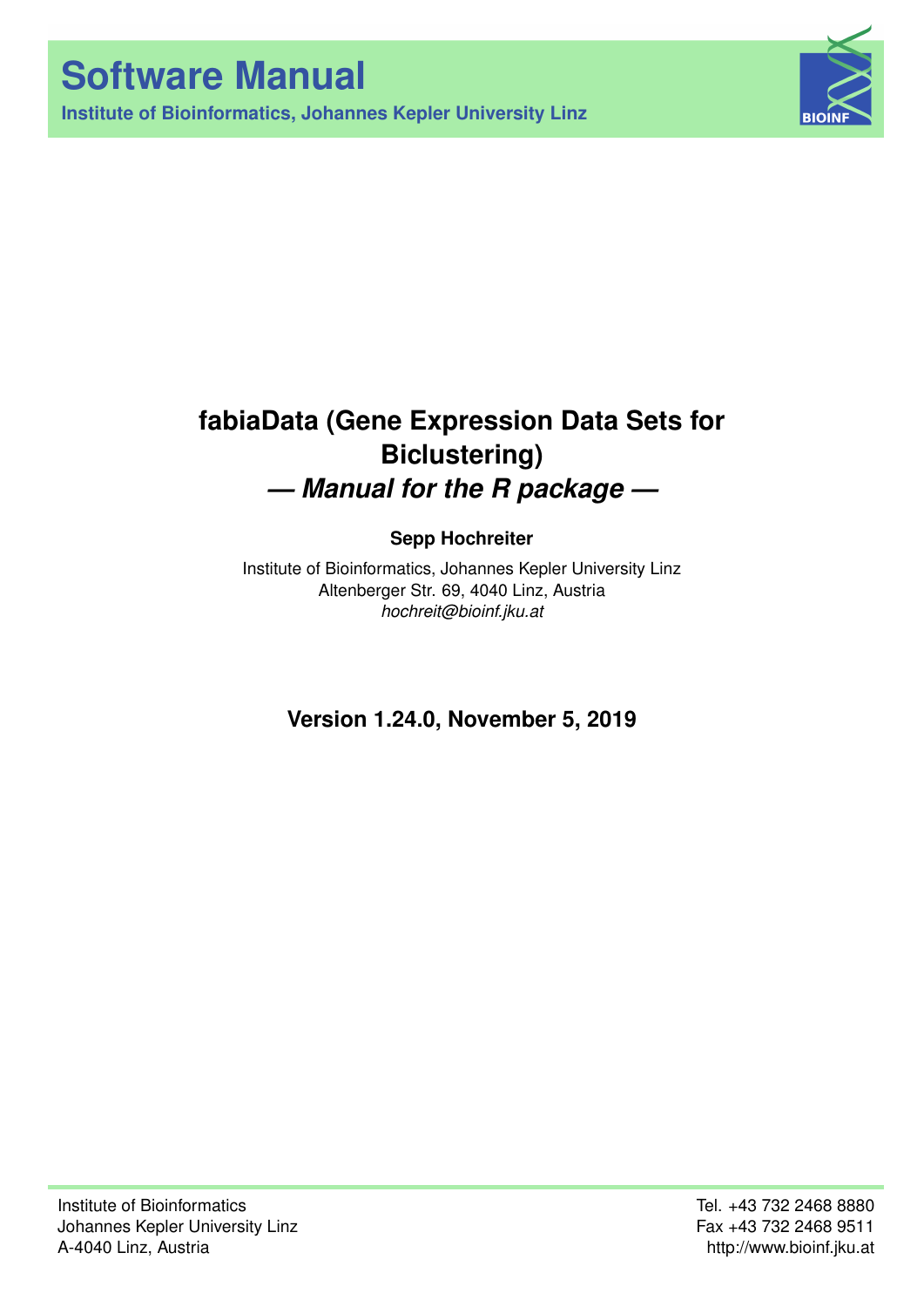# Software Manual

**Institute of Bioinformatics, Johannes Kepler University Linz**

# fabiaData (Gene Expression Data Sets for Biclustering)

## *— Manual for the R package —*

**Sepp Hochreiter**

Institute of Bioinformatics, Johannes Kepler University Linz
Altenberger Str. 69, 4040 Linz, Austria
*hochreit@bioinf.jku.at*

**Version 1.24.0, November 5, 2019**

Institute of Bioinformatics
Johannes Kepler University Linz
A-4040 Linz, Austria

Tel. +43 732 2468 8880
Fax +43 732 2468 9511
http://www.bioinf.jku.at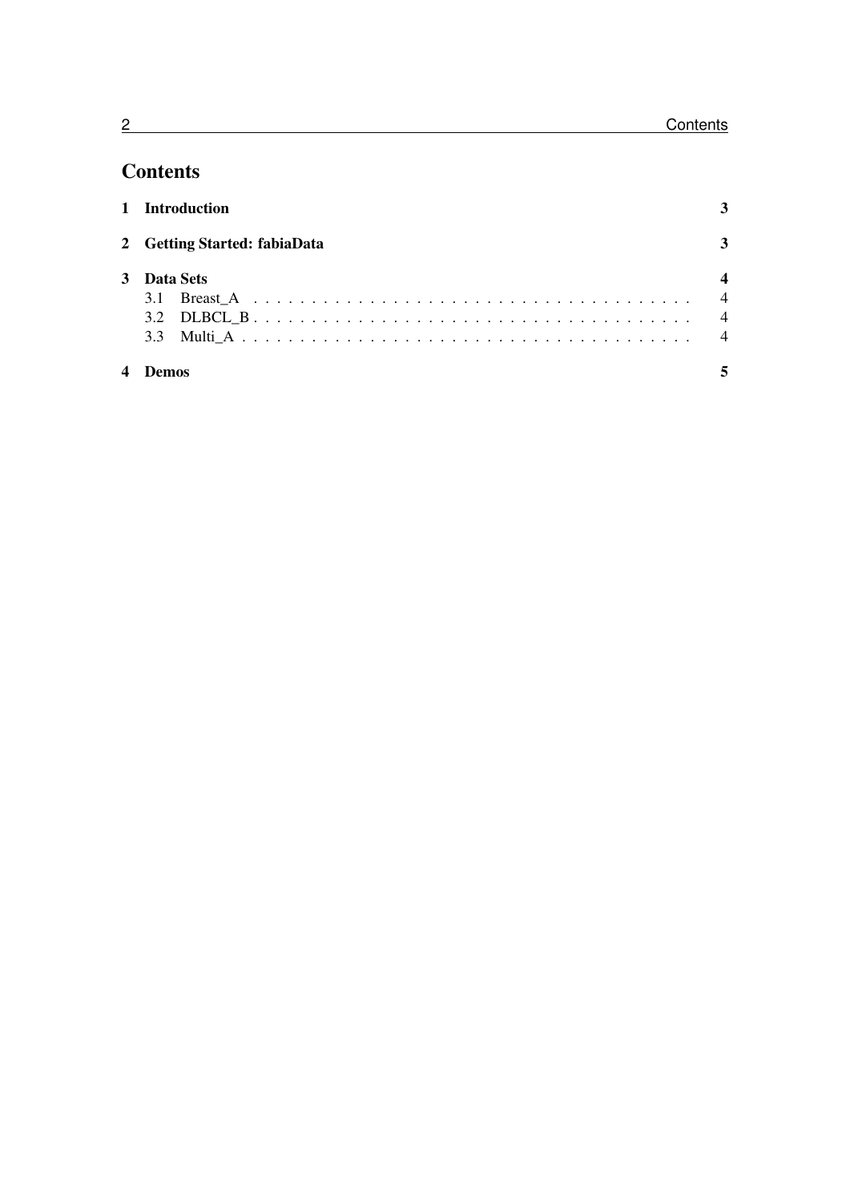# Contents

1 Introduction 3

2 Getting Started: fabiaData 3

3 Data Sets 4
- 3.1 Breast_A 4
- 3.2 DLBCL_B 4
- 3.3 Multi_A 4

4 Demos 5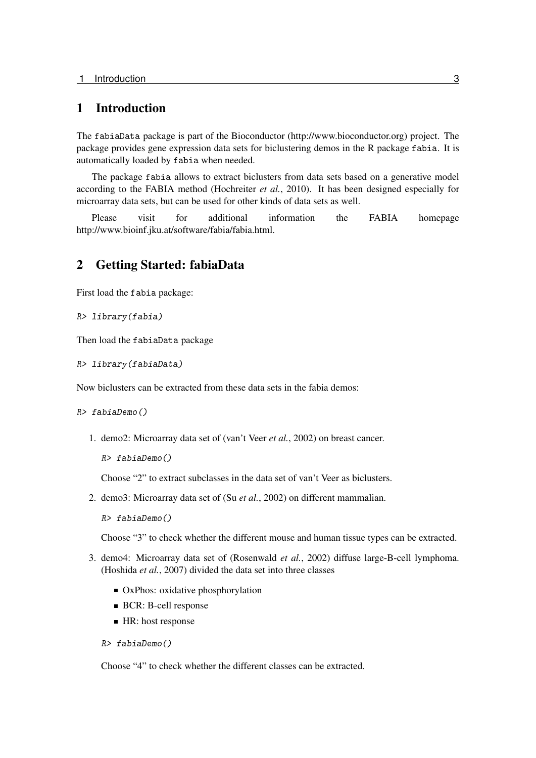# 1 Introduction

The `fabiaData` package is part of the Bioconductor (http://www.bioconductor.org) project. The package provides gene expression data sets for biclustering demos in the R package `fabia`. It is automatically loaded by `fabia` when needed.

The package `fabia` allows to extract biclusters from data sets based on a generative model according to the FABIA method (Hochreiter *et al.*, 2010). It has been designed especially for microarray data sets, but can be used for other kinds of data sets as well.

Please visit for additional information the FABIA homepage http://www.bioinf.jku.at/software/fabia/fabia.html.

# 2 Getting Started: fabiaData

First load the `fabia` package:

```
R> library(fabia)
```

Then load the `fabiaData` package

```
R> library(fabiaData)
```

Now biclusters can be extracted from these data sets in the fabia demos:

```
R> fabiaDemo()
```

1. demo2: Microarray data set of (van't Veer *et al.*, 2002) on breast cancer.

   ```
   R> fabiaDemo()
   ```

   Choose "2" to extract subclasses in the data set of van't Veer as biclusters.

2. demo3: Microarray data set of (Su *et al.*, 2002) on different mammalian.

   ```
   R> fabiaDemo()
   ```

   Choose "3" to check whether the different mouse and human tissue types can be extracted.

3. demo4: Microarray data set of (Rosenwald *et al.*, 2002) diffuse large-B-cell lymphoma. (Hoshida *et al.*, 2007) divided the data set into three classes

   - OxPhos: oxidative phosphorylation
   - BCR: B-cell response
   - HR: host response

   ```
   R> fabiaDemo()
   ```

   Choose "4" to check whether the different classes can be extracted.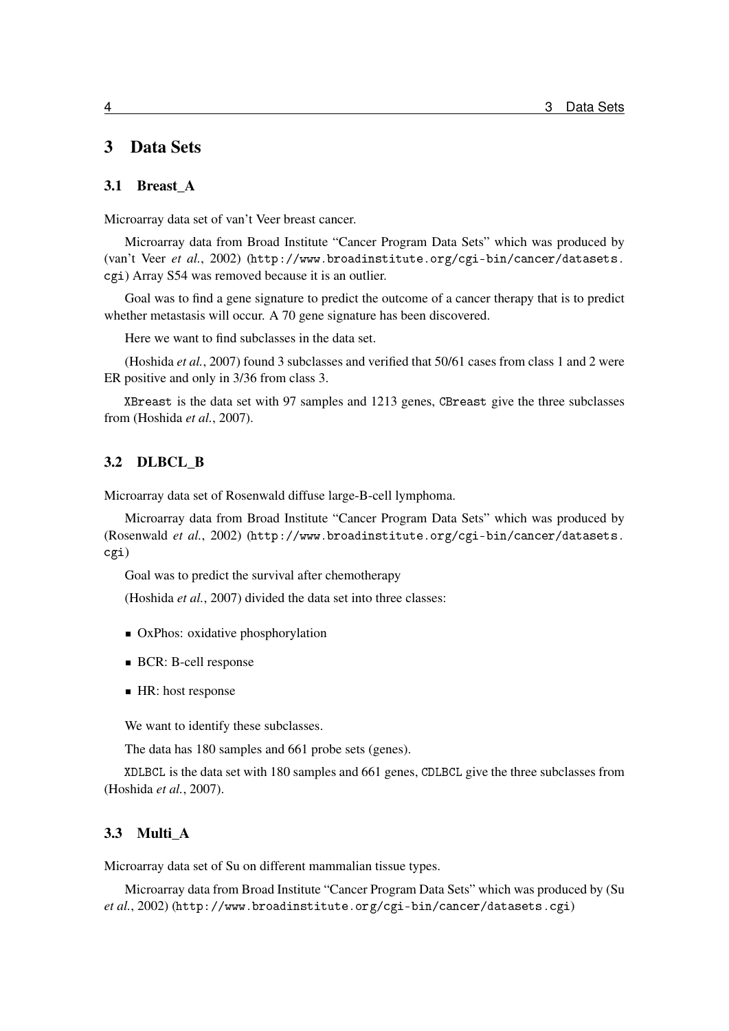# 3 Data Sets

## 3.1 Breast_A

Microarray data set of van't Veer breast cancer.

Microarray data from Broad Institute "Cancer Program Data Sets" which was produced by (van't Veer *et al.*, 2002) (`http://www.broadinstitute.org/cgi-bin/cancer/datasets.cgi`) Array S54 was removed because it is an outlier.

Goal was to find a gene signature to predict the outcome of a cancer therapy that is to predict whether metastasis will occur. A 70 gene signature has been discovered.

Here we want to find subclasses in the data set.

(Hoshida *et al.*, 2007) found 3 subclasses and verified that 50/61 cases from class 1 and 2 were ER positive and only in 3/36 from class 3.

`XBreast` is the data set with 97 samples and 1213 genes, `CBreast` give the three subclasses from (Hoshida *et al.*, 2007).

## 3.2 DLBCL_B

Microarray data set of Rosenwald diffuse large-B-cell lymphoma.

Microarray data from Broad Institute "Cancer Program Data Sets" which was produced by (Rosenwald *et al.*, 2002) (`http://www.broadinstitute.org/cgi-bin/cancer/datasets.cgi`)

Goal was to predict the survival after chemotherapy

(Hoshida *et al.*, 2007) divided the data set into three classes:

- OxPhos: oxidative phosphorylation
- BCR: B-cell response
- HR: host response

We want to identify these subclasses.

The data has 180 samples and 661 probe sets (genes).

`XDLBCL` is the data set with 180 samples and 661 genes, `CDLBCL` give the three subclasses from (Hoshida *et al.*, 2007).

## 3.3 Multi_A

Microarray data set of Su on different mammalian tissue types.

Microarray data from Broad Institute "Cancer Program Data Sets" which was produced by (Su *et al.*, 2002) (`http://www.broadinstitute.org/cgi-bin/cancer/datasets.cgi`)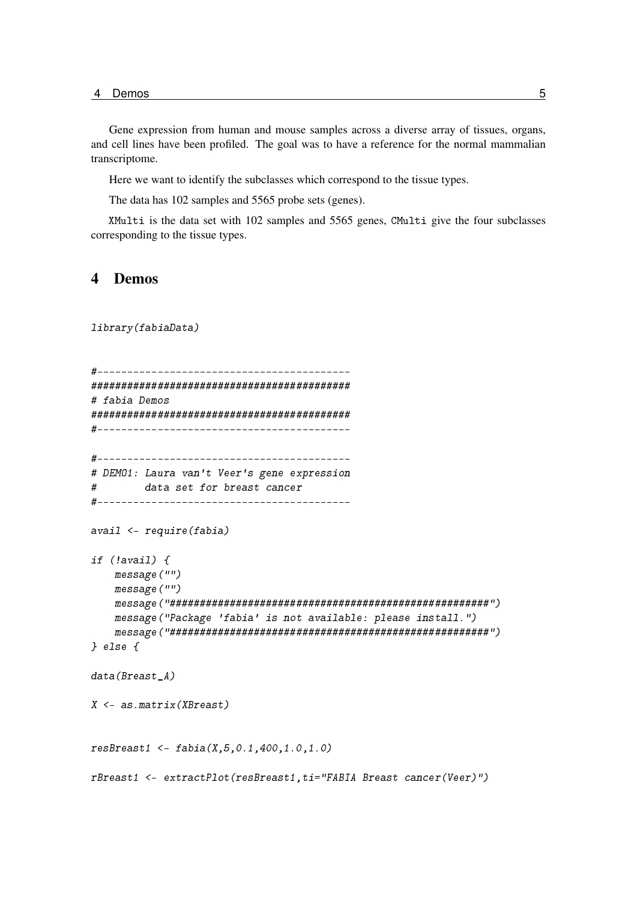Gene expression from human and mouse samples across a diverse array of tissues, organs, and cell lines have been profiled. The goal was to have a reference for the normal mammalian transcriptome.

Here we want to identify the subclasses which correspond to the tissue types.

The data has 102 samples and 5565 probe sets (genes).

`XMulti` is the data set with 102 samples and 5565 genes, `CMulti` give the four subclasses corresponding to the tissue types.

# 4 Demos

```
library(fabiaData)


#------------------------------------------
###########################################
# fabia Demos
###########################################
#------------------------------------------

#------------------------------------------
# DEMO1: Laura van't Veer's gene expression
#        data set for breast cancer
#------------------------------------------

avail <- require(fabia)

if (!avail) {
    message("")
    message("")
    message("#####################################################")
    message("Package 'fabia' is not available: please install.")
    message("#####################################################")
} else {

data(Breast_A)

X <- as.matrix(XBreast)


resBreast1 <- fabia(X,5,0.1,400,1.0,1.0)

rBreast1 <- extractPlot(resBreast1,ti="FABIA Breast cancer(Veer)")
```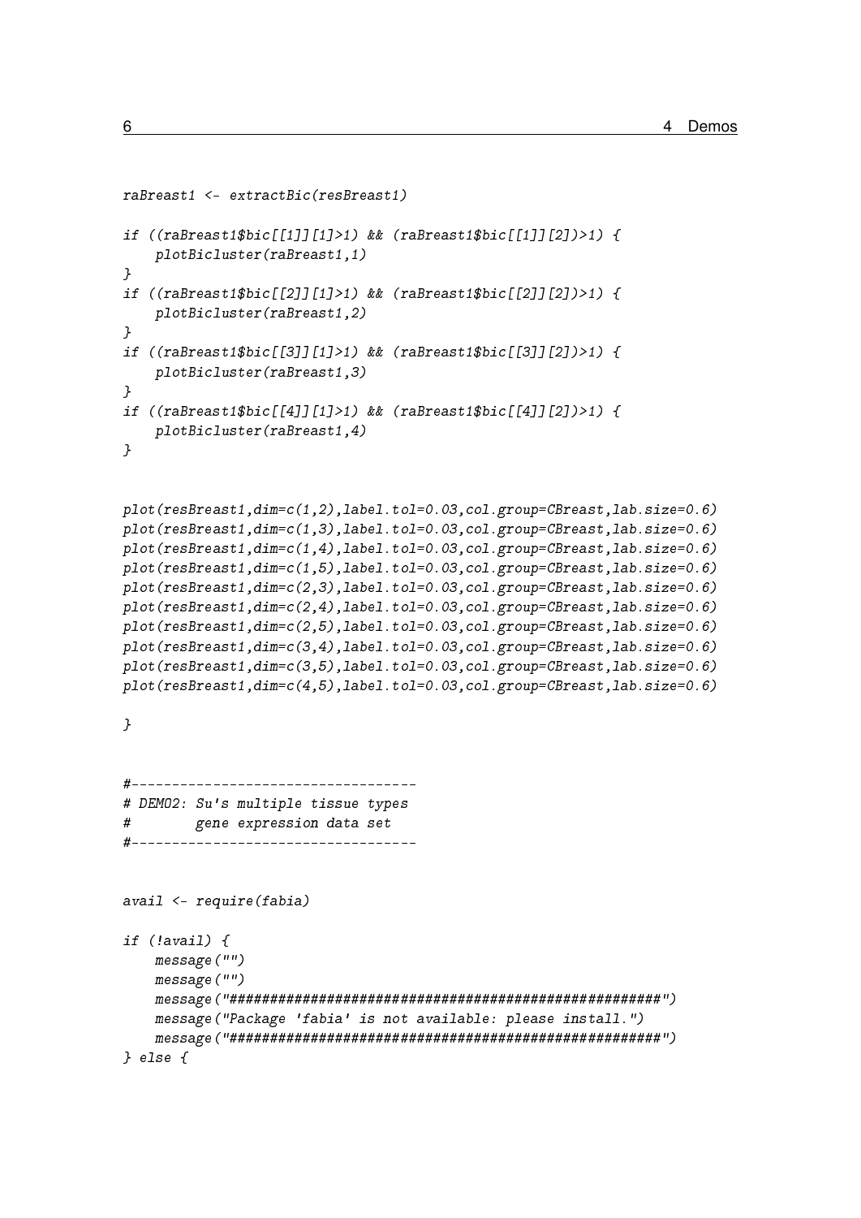```
raBreast1 <- extractBic(resBreast1)

if ((raBreast1$bic[[1]][1]>1) && (raBreast1$bic[[1]][2])>1) {
    plotBicluster(raBreast1,1)
}
if ((raBreast1$bic[[2]][1]>1) && (raBreast1$bic[[2]][2])>1) {
    plotBicluster(raBreast1,2)
}
if ((raBreast1$bic[[3]][1]>1) && (raBreast1$bic[[3]][2])>1) {
    plotBicluster(raBreast1,3)
}
if ((raBreast1$bic[[4]][1]>1) && (raBreast1$bic[[4]][2])>1) {
    plotBicluster(raBreast1,4)
}


plot(resBreast1,dim=c(1,2),label.tol=0.03,col.group=CBreast,lab.size=0.6)
plot(resBreast1,dim=c(1,3),label.tol=0.03,col.group=CBreast,lab.size=0.6)
plot(resBreast1,dim=c(1,4),label.tol=0.03,col.group=CBreast,lab.size=0.6)
plot(resBreast1,dim=c(1,5),label.tol=0.03,col.group=CBreast,lab.size=0.6)
plot(resBreast1,dim=c(2,3),label.tol=0.03,col.group=CBreast,lab.size=0.6)
plot(resBreast1,dim=c(2,4),label.tol=0.03,col.group=CBreast,lab.size=0.6)
plot(resBreast1,dim=c(2,5),label.tol=0.03,col.group=CBreast,lab.size=0.6)
plot(resBreast1,dim=c(3,4),label.tol=0.03,col.group=CBreast,lab.size=0.6)
plot(resBreast1,dim=c(3,5),label.tol=0.03,col.group=CBreast,lab.size=0.6)
plot(resBreast1,dim=c(4,5),label.tol=0.03,col.group=CBreast,lab.size=0.6)

}


#-----------------------------------
# DEMO2: Su's multiple tissue types
#        gene expression data set
#-----------------------------------


avail <- require(fabia)

if (!avail) {
    message("")
    message("")
    message("#####################################################")
    message("Package 'fabia' is not available: please install.")
    message("#####################################################")
} else {
```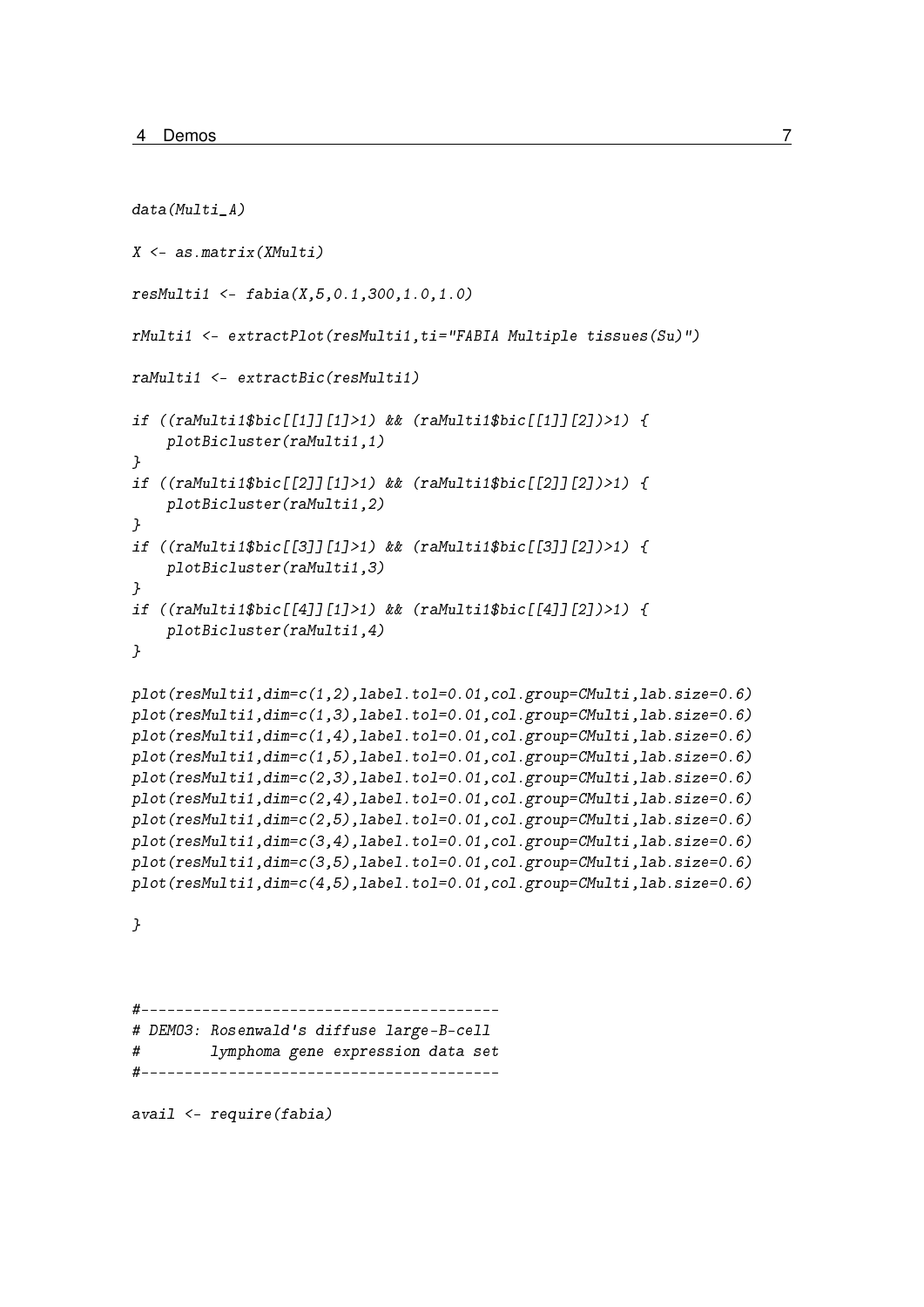```
data(Multi_A)

X <- as.matrix(XMulti)

resMulti1 <- fabia(X,5,0.1,300,1.0,1.0)

rMulti1 <- extractPlot(resMulti1,ti="FABIA Multiple tissues(Su)")

raMulti1 <- extractBic(resMulti1)

if ((raMulti1$bic[[1]][1]>1) && (raMulti1$bic[[1]][2])>1) {
    plotBicluster(raMulti1,1)
}
if ((raMulti1$bic[[2]][1]>1) && (raMulti1$bic[[2]][2])>1) {
    plotBicluster(raMulti1,2)
}
if ((raMulti1$bic[[3]][1]>1) && (raMulti1$bic[[3]][2])>1) {
    plotBicluster(raMulti1,3)
}
if ((raMulti1$bic[[4]][1]>1) && (raMulti1$bic[[4]][2])>1) {
    plotBicluster(raMulti1,4)
}

plot(resMulti1,dim=c(1,2),label.tol=0.01,col.group=CMulti,lab.size=0.6)
plot(resMulti1,dim=c(1,3),label.tol=0.01,col.group=CMulti,lab.size=0.6)
plot(resMulti1,dim=c(1,4),label.tol=0.01,col.group=CMulti,lab.size=0.6)
plot(resMulti1,dim=c(1,5),label.tol=0.01,col.group=CMulti,lab.size=0.6)
plot(resMulti1,dim=c(2,3),label.tol=0.01,col.group=CMulti,lab.size=0.6)
plot(resMulti1,dim=c(2,4),label.tol=0.01,col.group=CMulti,lab.size=0.6)
plot(resMulti1,dim=c(2,5),label.tol=0.01,col.group=CMulti,lab.size=0.6)
plot(resMulti1,dim=c(3,4),label.tol=0.01,col.group=CMulti,lab.size=0.6)
plot(resMulti1,dim=c(3,5),label.tol=0.01,col.group=CMulti,lab.size=0.6)
plot(resMulti1,dim=c(4,5),label.tol=0.01,col.group=CMulti,lab.size=0.6)

}



#----------------------------------------
# DEMO3: Rosenwald's diffuse large-B-cell
#        lymphoma gene expression data set
#----------------------------------------

avail <- require(fabia)
```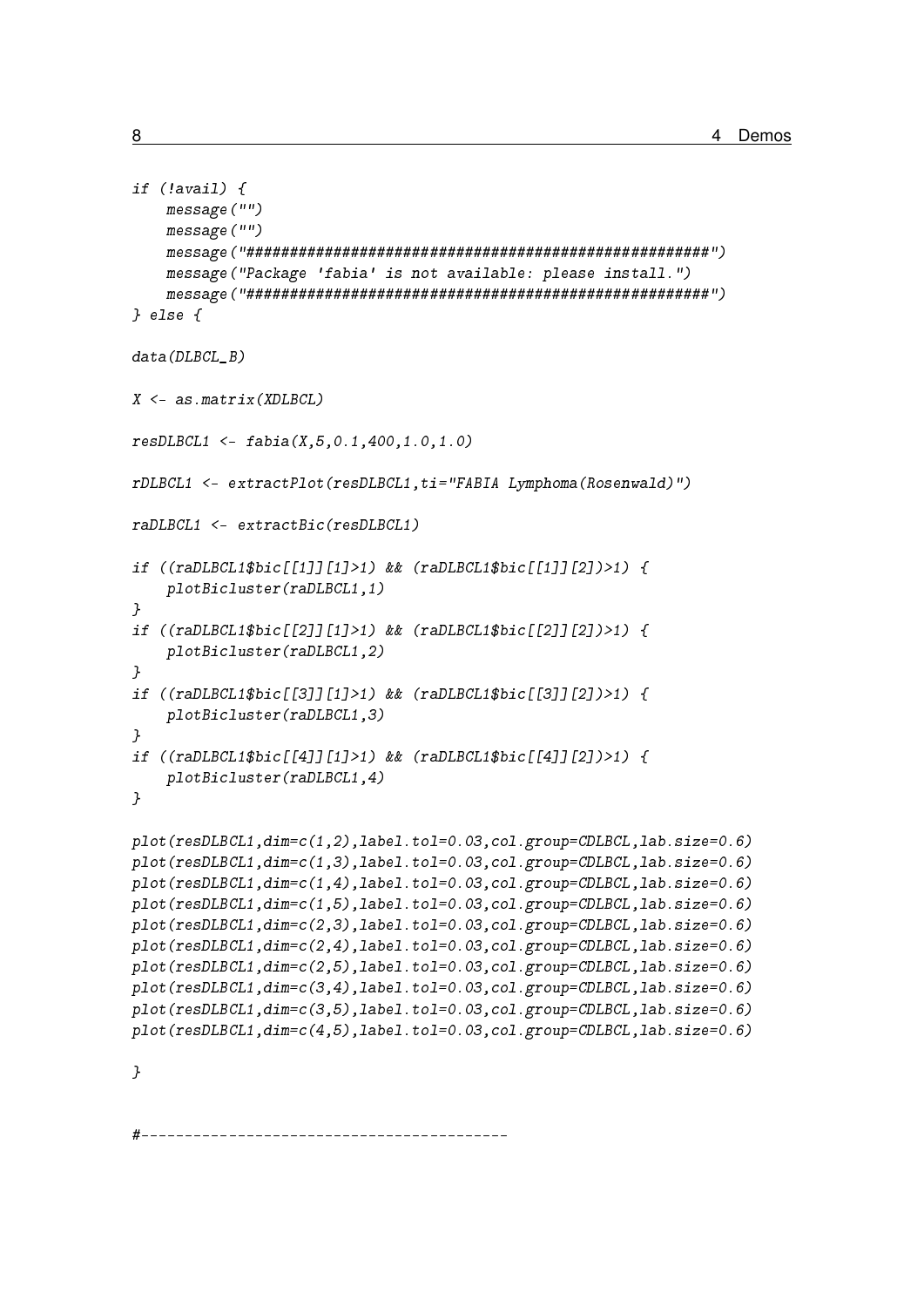```
if (!avail) {
    message("")
    message("")
    message("#####################################################")
    message("Package 'fabia' is not available: please install.")
    message("#####################################################")
} else {

data(DLBCL_B)

X <- as.matrix(XDLBCL)

resDLBCL1 <- fabia(X,5,0.1,400,1.0,1.0)

rDLBCL1 <- extractPlot(resDLBCL1,ti="FABIA Lymphoma(Rosenwald)")

raDLBCL1 <- extractBic(resDLBCL1)

if ((raDLBCL1$bic[[1]][1]>1) && (raDLBCL1$bic[[1]][2])>1) {
    plotBicluster(raDLBCL1,1)
}
if ((raDLBCL1$bic[[2]][1]>1) && (raDLBCL1$bic[[2]][2])>1) {
    plotBicluster(raDLBCL1,2)
}
if ((raDLBCL1$bic[[3]][1]>1) && (raDLBCL1$bic[[3]][2])>1) {
    plotBicluster(raDLBCL1,3)
}
if ((raDLBCL1$bic[[4]][1]>1) && (raDLBCL1$bic[[4]][2])>1) {
    plotBicluster(raDLBCL1,4)
}

plot(resDLBCL1,dim=c(1,2),label.tol=0.03,col.group=CDLBCL,lab.size=0.6)
plot(resDLBCL1,dim=c(1,3),label.tol=0.03,col.group=CDLBCL,lab.size=0.6)
plot(resDLBCL1,dim=c(1,4),label.tol=0.03,col.group=CDLBCL,lab.size=0.6)
plot(resDLBCL1,dim=c(1,5),label.tol=0.03,col.group=CDLBCL,lab.size=0.6)
plot(resDLBCL1,dim=c(2,3),label.tol=0.03,col.group=CDLBCL,lab.size=0.6)
plot(resDLBCL1,dim=c(2,4),label.tol=0.03,col.group=CDLBCL,lab.size=0.6)
plot(resDLBCL1,dim=c(2,5),label.tol=0.03,col.group=CDLBCL,lab.size=0.6)
plot(resDLBCL1,dim=c(3,4),label.tol=0.03,col.group=CDLBCL,lab.size=0.6)
plot(resDLBCL1,dim=c(3,5),label.tol=0.03,col.group=CDLBCL,lab.size=0.6)
plot(resDLBCL1,dim=c(4,5),label.tol=0.03,col.group=CDLBCL,lab.size=0.6)

}


#-----------------------------------------
```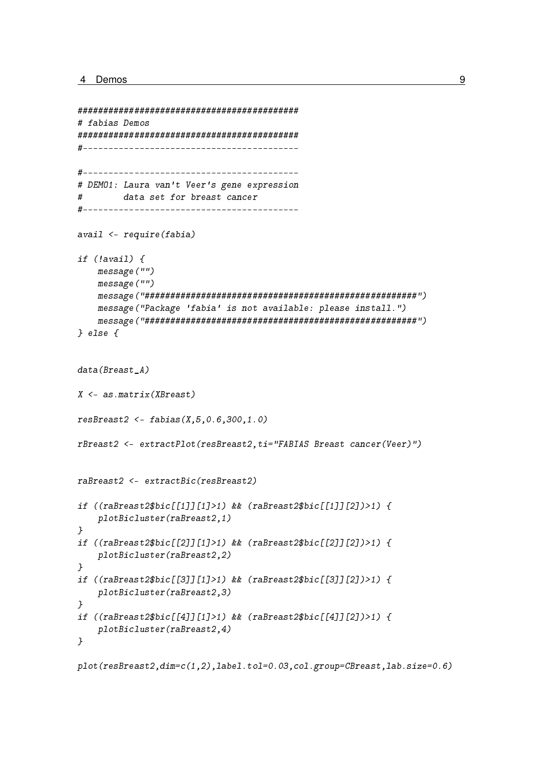```
##########################################
# fabias Demos
##########################################
#------------------------------------------

#------------------------------------------
# DEMO1: Laura van't Veer's gene expression
#        data set for breast cancer
#------------------------------------------

avail <- require(fabia)

if (!avail) {
    message("")
    message("")
    message("#####################################################")
    message("Package 'fabia' is not available: please install.")
    message("#####################################################")
} else {


data(Breast_A)

X <- as.matrix(XBreast)

resBreast2 <- fabias(X,5,0.6,300,1.0)

rBreast2 <- extractPlot(resBreast2,ti="FABIAS Breast cancer(Veer)")


raBreast2 <- extractBic(resBreast2)

if ((raBreast2$bic[[1]][1]>1) && (raBreast2$bic[[1]][2])>1) {
    plotBicluster(raBreast2,1)
}
if ((raBreast2$bic[[2]][1]>1) && (raBreast2$bic[[2]][2])>1) {
    plotBicluster(raBreast2,2)
}
if ((raBreast2$bic[[3]][1]>1) && (raBreast2$bic[[3]][2])>1) {
    plotBicluster(raBreast2,3)
}
if ((raBreast2$bic[[4]][1]>1) && (raBreast2$bic[[4]][2])>1) {
    plotBicluster(raBreast2,4)
}

plot(resBreast2,dim=c(1,2),label.tol=0.03,col.group=CBreast,lab.size=0.6)
```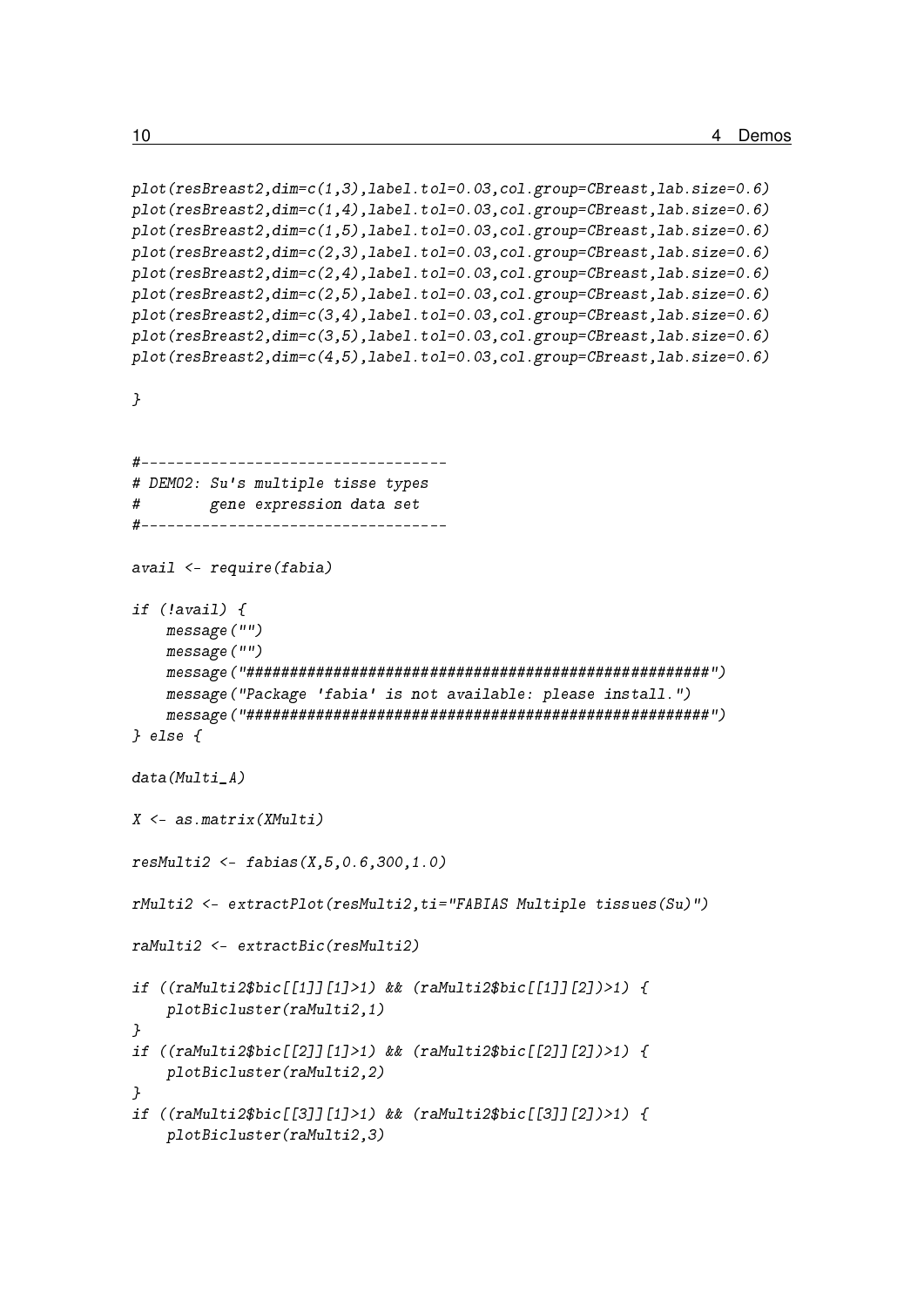```
plot(resBreast2,dim=c(1,3),label.tol=0.03,col.group=CBreast,lab.size=0.6)
plot(resBreast2,dim=c(1,4),label.tol=0.03,col.group=CBreast,lab.size=0.6)
plot(resBreast2,dim=c(1,5),label.tol=0.03,col.group=CBreast,lab.size=0.6)
plot(resBreast2,dim=c(2,3),label.tol=0.03,col.group=CBreast,lab.size=0.6)
plot(resBreast2,dim=c(2,4),label.tol=0.03,col.group=CBreast,lab.size=0.6)
plot(resBreast2,dim=c(2,5),label.tol=0.03,col.group=CBreast,lab.size=0.6)
plot(resBreast2,dim=c(3,4),label.tol=0.03,col.group=CBreast,lab.size=0.6)
plot(resBreast2,dim=c(3,5),label.tol=0.03,col.group=CBreast,lab.size=0.6)
plot(resBreast2,dim=c(4,5),label.tol=0.03,col.group=CBreast,lab.size=0.6)

}


#-----------------------------------
# DEMO2: Su's multiple tisse types
#        gene expression data set
#-----------------------------------

avail <- require(fabia)

if (!avail) {
    message("")
    message("")
    message("#####################################################")
    message("Package 'fabia' is not available: please install.")
    message("#####################################################")
} else {

data(Multi_A)

X <- as.matrix(XMulti)

resMulti2 <- fabias(X,5,0.6,300,1.0)

rMulti2 <- extractPlot(resMulti2,ti="FABIAS Multiple tissues(Su)")

raMulti2 <- extractBic(resMulti2)

if ((raMulti2$bic[[1]][1]>1) && (raMulti2$bic[[1]][2])>1) {
    plotBicluster(raMulti2,1)
}
if ((raMulti2$bic[[2]][1]>1) && (raMulti2$bic[[2]][2])>1) {
    plotBicluster(raMulti2,2)
}
if ((raMulti2$bic[[3]][1]>1) && (raMulti2$bic[[3]][2])>1) {
    plotBicluster(raMulti2,3)
```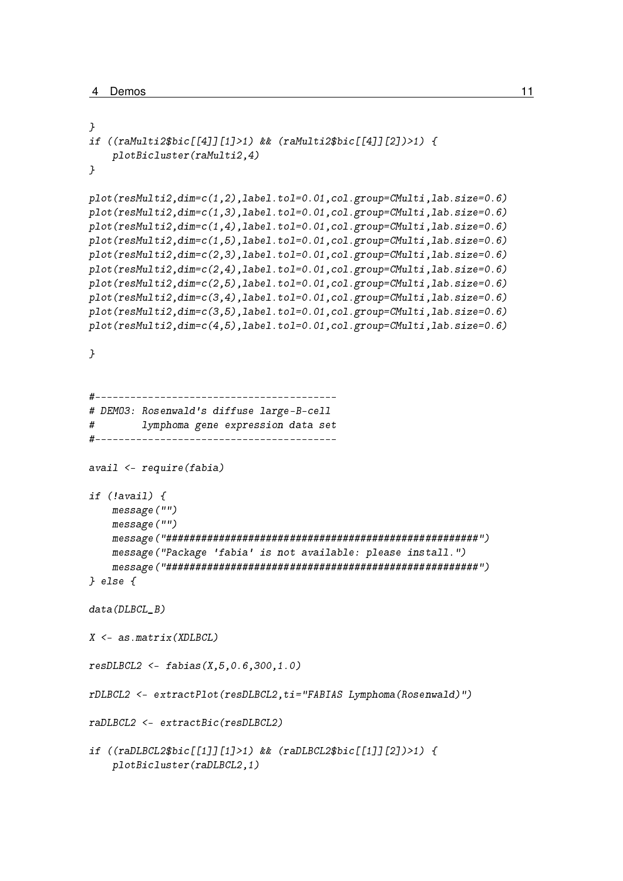```
}
if ((raMulti2$bic[[4]][1]>1) && (raMulti2$bic[[4]][2])>1) {
    plotBicluster(raMulti2,4)
}

plot(resMulti2,dim=c(1,2),label.tol=0.01,col.group=CMulti,lab.size=0.6)
plot(resMulti2,dim=c(1,3),label.tol=0.01,col.group=CMulti,lab.size=0.6)
plot(resMulti2,dim=c(1,4),label.tol=0.01,col.group=CMulti,lab.size=0.6)
plot(resMulti2,dim=c(1,5),label.tol=0.01,col.group=CMulti,lab.size=0.6)
plot(resMulti2,dim=c(2,3),label.tol=0.01,col.group=CMulti,lab.size=0.6)
plot(resMulti2,dim=c(2,4),label.tol=0.01,col.group=CMulti,lab.size=0.6)
plot(resMulti2,dim=c(2,5),label.tol=0.01,col.group=CMulti,lab.size=0.6)
plot(resMulti2,dim=c(3,4),label.tol=0.01,col.group=CMulti,lab.size=0.6)
plot(resMulti2,dim=c(3,5),label.tol=0.01,col.group=CMulti,lab.size=0.6)
plot(resMulti2,dim=c(4,5),label.tol=0.01,col.group=CMulti,lab.size=0.6)

}


#-----------------------------------------
# DEMO3: Rosenwald's diffuse large-B-cell
#        lymphoma gene expression data set
#-----------------------------------------

avail <- require(fabia)

if (!avail) {
    message("")
    message("")
    message("#####################################################")
    message("Package 'fabia' is not available: please install.")
    message("#####################################################")
} else {

data(DLBCL_B)

X <- as.matrix(XDLBCL)

resDLBCL2 <- fabias(X,5,0.6,300,1.0)

rDLBCL2 <- extractPlot(resDLBCL2,ti="FABIAS Lymphoma(Rosenwald)")

raDLBCL2 <- extractBic(resDLBCL2)

if ((raDLBCL2$bic[[1]][1]>1) && (raDLBCL2$bic[[1]][2])>1) {
    plotBicluster(raDLBCL2,1)
```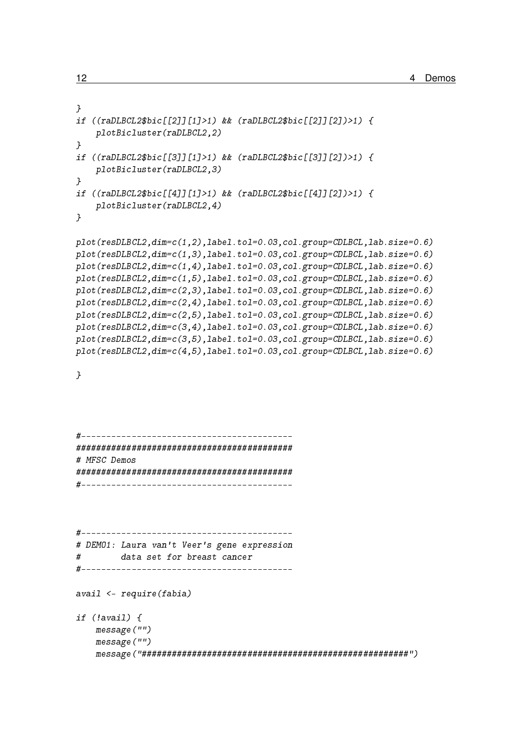```
}
if ((raDLBCL2$bic[[2]][1]>1) && (raDLBCL2$bic[[2]][2])>1) {
    plotBicluster(raDLBCL2,2)
}
if ((raDLBCL2$bic[[3]][1]>1) && (raDLBCL2$bic[[3]][2])>1) {
    plotBicluster(raDLBCL2,3)
}
if ((raDLBCL2$bic[[4]][1]>1) && (raDLBCL2$bic[[4]][2])>1) {
    plotBicluster(raDLBCL2,4)
}

plot(resDLBCL2,dim=c(1,2),label.tol=0.03,col.group=CDLBCL,lab.size=0.6)
plot(resDLBCL2,dim=c(1,3),label.tol=0.03,col.group=CDLBCL,lab.size=0.6)
plot(resDLBCL2,dim=c(1,4),label.tol=0.03,col.group=CDLBCL,lab.size=0.6)
plot(resDLBCL2,dim=c(1,5),label.tol=0.03,col.group=CDLBCL,lab.size=0.6)
plot(resDLBCL2,dim=c(2,3),label.tol=0.03,col.group=CDLBCL,lab.size=0.6)
plot(resDLBCL2,dim=c(2,4),label.tol=0.03,col.group=CDLBCL,lab.size=0.6)
plot(resDLBCL2,dim=c(2,5),label.tol=0.03,col.group=CDLBCL,lab.size=0.6)
plot(resDLBCL2,dim=c(3,4),label.tol=0.03,col.group=CDLBCL,lab.size=0.6)
plot(resDLBCL2,dim=c(3,5),label.tol=0.03,col.group=CDLBCL,lab.size=0.6)
plot(resDLBCL2,dim=c(4,5),label.tol=0.03,col.group=CDLBCL,lab.size=0.6)

}



#-----------------------------------------
###########################################
# MFSC Demos
###########################################
#-----------------------------------------



#-----------------------------------------
# DEMO1: Laura van't Veer's gene expression
#        data set for breast cancer
#-----------------------------------------

avail <- require(fabia)

if (!avail) {
    message("")
    message("")
    message("#####################################################")
```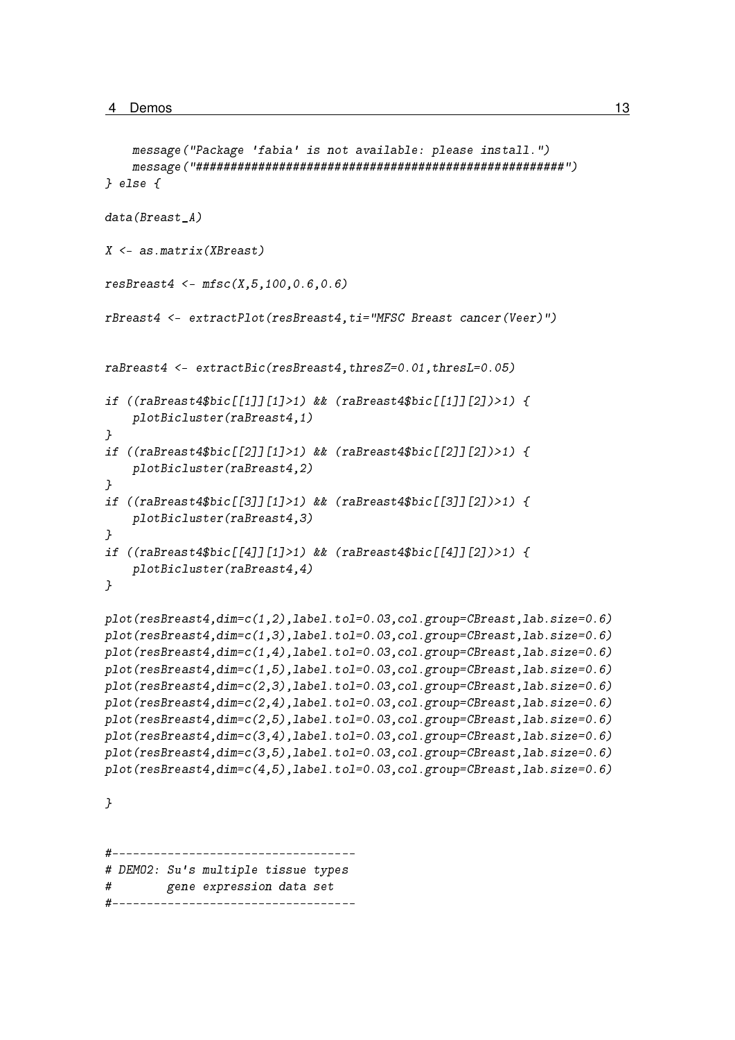```
    message("Package 'fabia' is not available: please install.")
    message("#####################################################")
} else {

data(Breast_A)

X <- as.matrix(XBreast)

resBreast4 <- mfsc(X,5,100,0.6,0.6)

rBreast4 <- extractPlot(resBreast4,ti="MFSC Breast cancer(Veer)")


raBreast4 <- extractBic(resBreast4,thresZ=0.01,thresL=0.05)

if ((raBreast4$bic[[1]][1]>1) && (raBreast4$bic[[1]][2])>1) {
    plotBicluster(raBreast4,1)
}
if ((raBreast4$bic[[2]][1]>1) && (raBreast4$bic[[2]][2])>1) {
    plotBicluster(raBreast4,2)
}
if ((raBreast4$bic[[3]][1]>1) && (raBreast4$bic[[3]][2])>1) {
    plotBicluster(raBreast4,3)
}
if ((raBreast4$bic[[4]][1]>1) && (raBreast4$bic[[4]][2])>1) {
    plotBicluster(raBreast4,4)
}

plot(resBreast4,dim=c(1,2),label.tol=0.03,col.group=CBreast,lab.size=0.6)
plot(resBreast4,dim=c(1,3),label.tol=0.03,col.group=CBreast,lab.size=0.6)
plot(resBreast4,dim=c(1,4),label.tol=0.03,col.group=CBreast,lab.size=0.6)
plot(resBreast4,dim=c(1,5),label.tol=0.03,col.group=CBreast,lab.size=0.6)
plot(resBreast4,dim=c(2,3),label.tol=0.03,col.group=CBreast,lab.size=0.6)
plot(resBreast4,dim=c(2,4),label.tol=0.03,col.group=CBreast,lab.size=0.6)
plot(resBreast4,dim=c(2,5),label.tol=0.03,col.group=CBreast,lab.size=0.6)
plot(resBreast4,dim=c(3,4),label.tol=0.03,col.group=CBreast,lab.size=0.6)
plot(resBreast4,dim=c(3,5),label.tol=0.03,col.group=CBreast,lab.size=0.6)
plot(resBreast4,dim=c(4,5),label.tol=0.03,col.group=CBreast,lab.size=0.6)

}


#-----------------------------------
# DEMO2: Su's multiple tissue types
#        gene expression data set
#-----------------------------------
```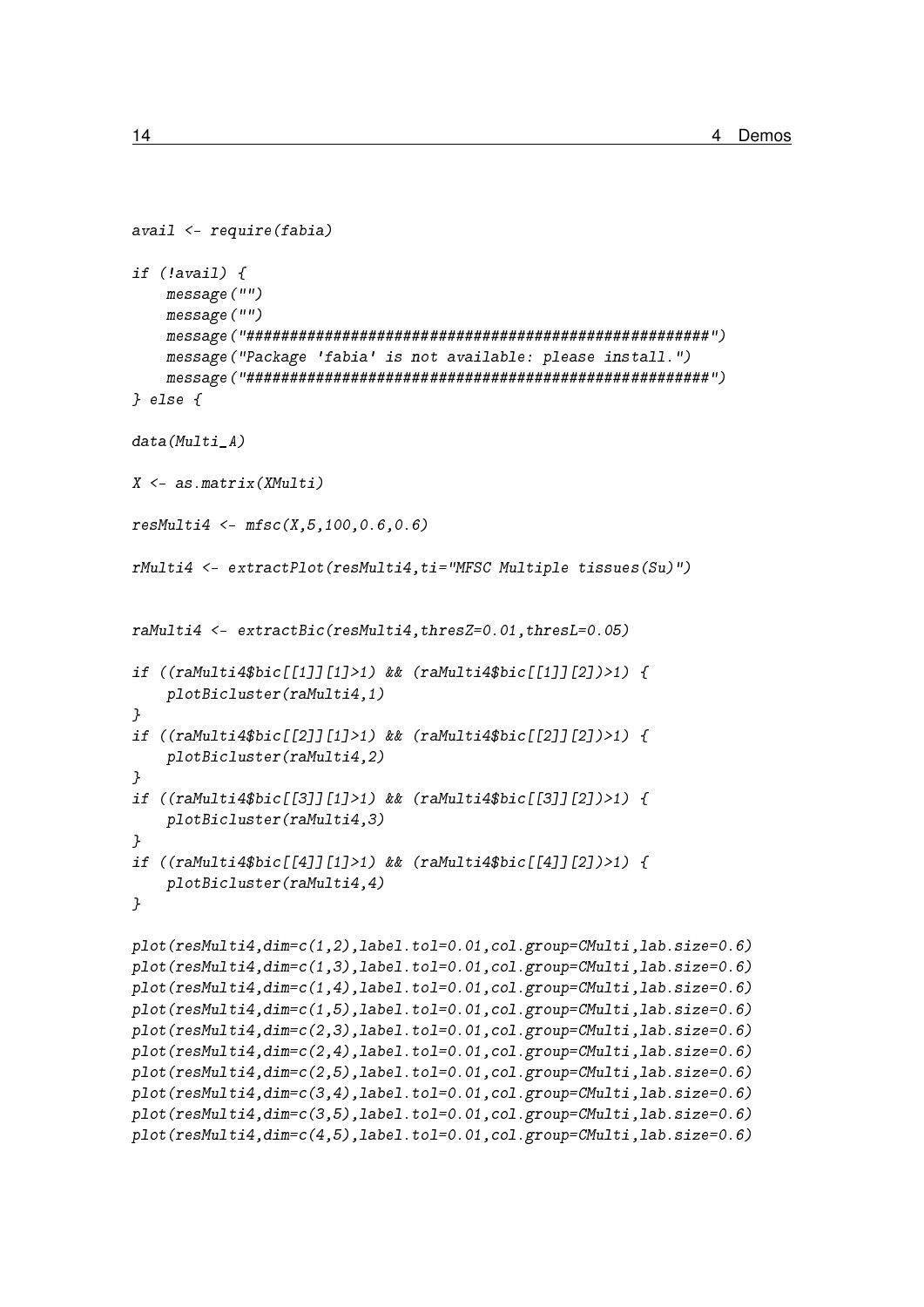```
avail <- require(fabia)

if (!avail) {
    message("")
    message("")
    message("#####################################################")
    message("Package 'fabia' is not available: please install.")
    message("#####################################################")
} else {

data(Multi_A)

X <- as.matrix(XMulti)

resMulti4 <- mfsc(X,5,100,0.6,0.6)

rMulti4 <- extractPlot(resMulti4,ti="MFSC Multiple tissues(Su)")


raMulti4 <- extractBic(resMulti4,thresZ=0.01,thresL=0.05)

if ((raMulti4$bic[[1]][1]>1) && (raMulti4$bic[[1]][2])>1) {
    plotBicluster(raMulti4,1)
}
if ((raMulti4$bic[[2]][1]>1) && (raMulti4$bic[[2]][2])>1) {
    plotBicluster(raMulti4,2)
}
if ((raMulti4$bic[[3]][1]>1) && (raMulti4$bic[[3]][2])>1) {
    plotBicluster(raMulti4,3)
}
if ((raMulti4$bic[[4]][1]>1) && (raMulti4$bic[[4]][2])>1) {
    plotBicluster(raMulti4,4)
}

plot(resMulti4,dim=c(1,2),label.tol=0.01,col.group=CMulti,lab.size=0.6)
plot(resMulti4,dim=c(1,3),label.tol=0.01,col.group=CMulti,lab.size=0.6)
plot(resMulti4,dim=c(1,4),label.tol=0.01,col.group=CMulti,lab.size=0.6)
plot(resMulti4,dim=c(1,5),label.tol=0.01,col.group=CMulti,lab.size=0.6)
plot(resMulti4,dim=c(2,3),label.tol=0.01,col.group=CMulti,lab.size=0.6)
plot(resMulti4,dim=c(2,4),label.tol=0.01,col.group=CMulti,lab.size=0.6)
plot(resMulti4,dim=c(2,5),label.tol=0.01,col.group=CMulti,lab.size=0.6)
plot(resMulti4,dim=c(3,4),label.tol=0.01,col.group=CMulti,lab.size=0.6)
plot(resMulti4,dim=c(3,5),label.tol=0.01,col.group=CMulti,lab.size=0.6)
plot(resMulti4,dim=c(4,5),label.tol=0.01,col.group=CMulti,lab.size=0.6)
```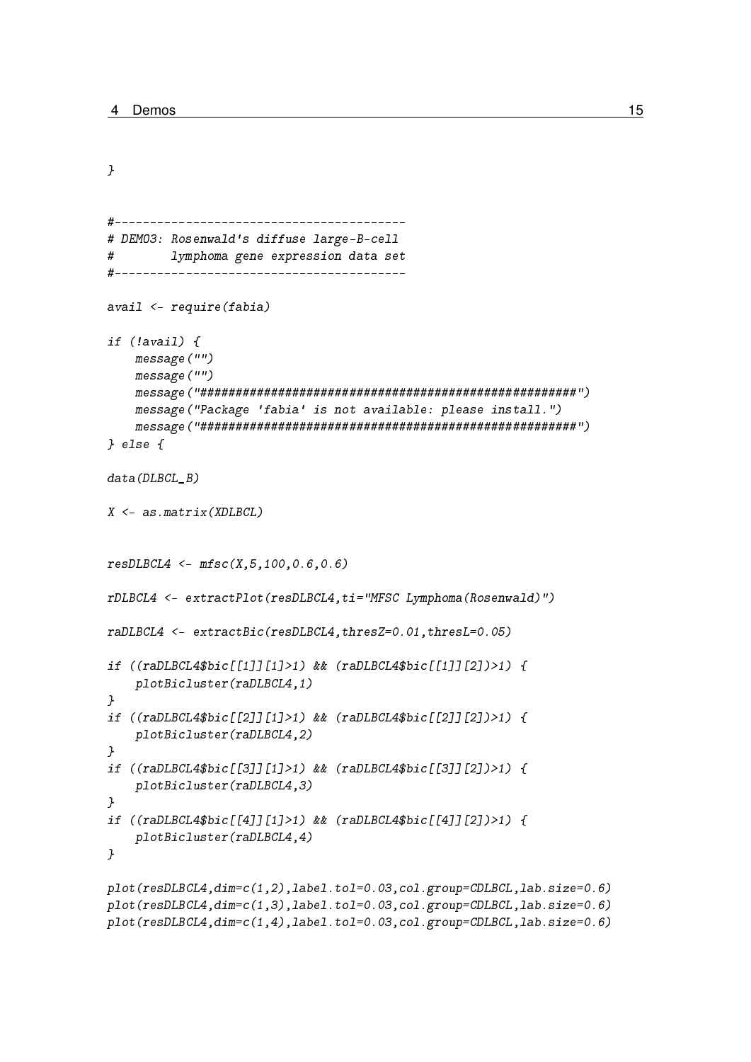```
}


#-----------------------------------------
# DEMO3: Rosenwald's diffuse large-B-cell
#        lymphoma gene expression data set
#-----------------------------------------

avail <- require(fabia)

if (!avail) {
    message("")
    message("")
    message("#####################################################")
    message("Package 'fabia' is not available: please install.")
    message("#####################################################")
} else {

data(DLBCL_B)

X <- as.matrix(XDLBCL)


resDLBCL4 <- mfsc(X,5,100,0.6,0.6)

rDLBCL4 <- extractPlot(resDLBCL4,ti="MFSC Lymphoma(Rosenwald)")

raDLBCL4 <- extractBic(resDLBCL4,thresZ=0.01,thresL=0.05)

if ((raDLBCL4$bic[[1]][1]>1) && (raDLBCL4$bic[[1]][2])>1) {
    plotBicluster(raDLBCL4,1)
}
if ((raDLBCL4$bic[[2]][1]>1) && (raDLBCL4$bic[[2]][2])>1) {
    plotBicluster(raDLBCL4,2)
}
if ((raDLBCL4$bic[[3]][1]>1) && (raDLBCL4$bic[[3]][2])>1) {
    plotBicluster(raDLBCL4,3)
}
if ((raDLBCL4$bic[[4]][1]>1) && (raDLBCL4$bic[[4]][2])>1) {
    plotBicluster(raDLBCL4,4)
}

plot(resDLBCL4,dim=c(1,2),label.tol=0.03,col.group=CDLBCL,lab.size=0.6)
plot(resDLBCL4,dim=c(1,3),label.tol=0.03,col.group=CDLBCL,lab.size=0.6)
plot(resDLBCL4,dim=c(1,4),label.tol=0.03,col.group=CDLBCL,lab.size=0.6)
```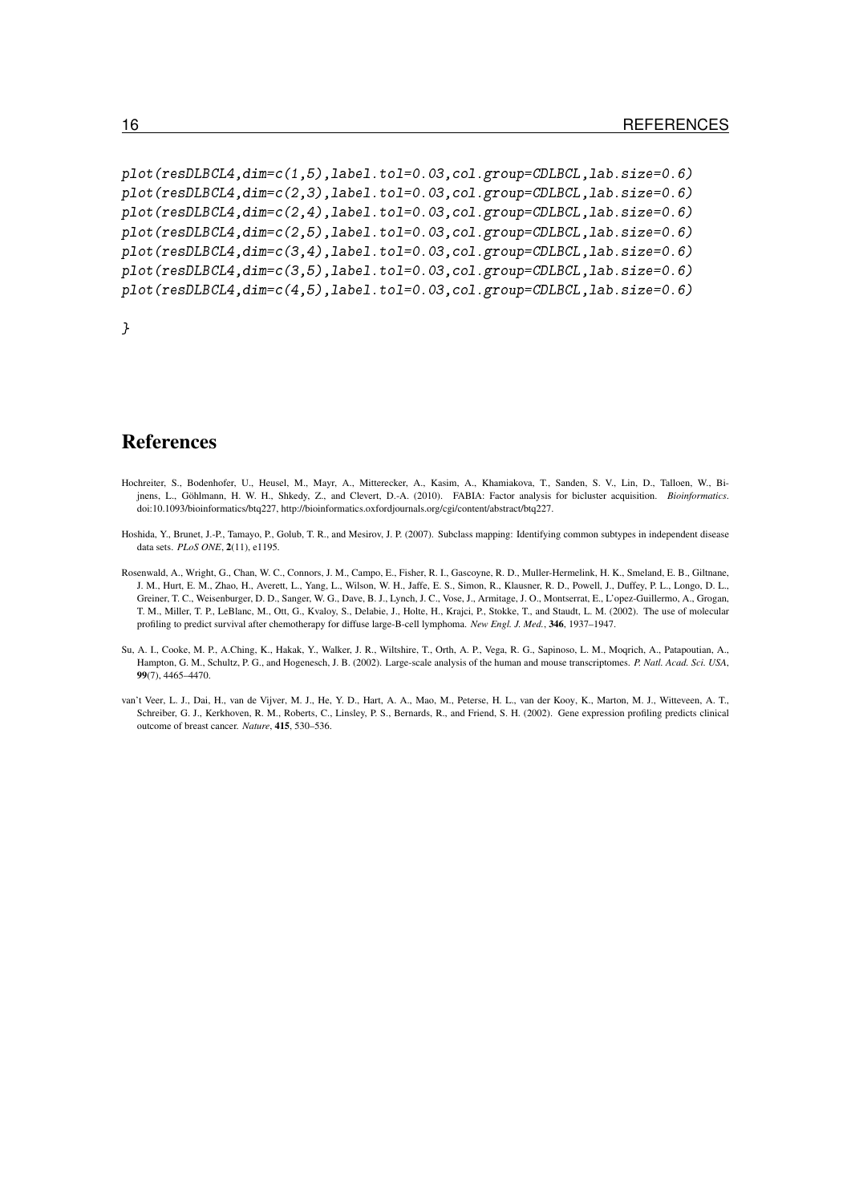```
plot(resDLBCL4,dim=c(1,5),label.tol=0.03,col.group=CDLBCL,lab.size=0.6)
plot(resDLBCL4,dim=c(2,3),label.tol=0.03,col.group=CDLBCL,lab.size=0.6)
plot(resDLBCL4,dim=c(2,4),label.tol=0.03,col.group=CDLBCL,lab.size=0.6)
plot(resDLBCL4,dim=c(2,5),label.tol=0.03,col.group=CDLBCL,lab.size=0.6)
plot(resDLBCL4,dim=c(3,4),label.tol=0.03,col.group=CDLBCL,lab.size=0.6)
plot(resDLBCL4,dim=c(3,5),label.tol=0.03,col.group=CDLBCL,lab.size=0.6)
plot(resDLBCL4,dim=c(4,5),label.tol=0.03,col.group=CDLBCL,lab.size=0.6)

}
```

# References

Hochreiter, S., Bodenhofer, U., Heusel, M., Mayr, A., Mitterecker, A., Kasim, A., Khamiakova, T., Sanden, S. V., Lin, D., Talloen, W., Bijnens, L., Göhlmann, H. W. H., Shkedy, Z., and Clevert, D.-A. (2010). FABIA: Factor analysis for bicluster acquisition. *Bioinformatics*. doi:10.1093/bioinformatics/btq227, http://bioinformatics.oxfordjournals.org/cgi/content/abstract/btq227.

Hoshida, Y., Brunet, J.-P., Tamayo, P., Golub, T. R., and Mesirov, J. P. (2007). Subclass mapping: Identifying common subtypes in independent disease data sets. *PLoS ONE*, **2**(11), e1195.

Rosenwald, A., Wright, G., Chan, W. C., Connors, J. M., Campo, E., Fisher, R. I., Gascoyne, R. D., Muller-Hermelink, H. K., Smeland, E. B., Giltnane, J. M., Hurt, E. M., Zhao, H., Averett, L., Yang, L., Wilson, W. H., Jaffe, E. S., Simon, R., Klausner, R. D., Powell, J., Duffey, P. L., Longo, D. L., Greiner, T. C., Weisenburger, D. D., Sanger, W. G., Dave, B. J., Lynch, J. C., Vose, J., Armitage, J. O., Montserrat, E., L'opez-Guillermo, A., Grogan, T. M., Miller, T. P., LeBlanc, M., Ott, G., Kvaloy, S., Delabie, J., Holte, H., Krajci, P., Stokke, T., and Staudt, L. M. (2002). The use of molecular profiling to predict survival after chemotherapy for diffuse large-B-cell lymphoma. *New Engl. J. Med.*, **346**, 1937–1947.

Su, A. I., Cooke, M. P., A.Ching, K., Hakak, Y., Walker, J. R., Wiltshire, T., Orth, A. P., Vega, R. G., Sapinoso, L. M., Moqrich, A., Patapoutian, A., Hampton, G. M., Schultz, P. G., and Hogenesch, J. B. (2002). Large-scale analysis of the human and mouse transcriptomes. *P. Natl. Acad. Sci. USA*, **99**(7), 4465–4470.

van't Veer, L. J., Dai, H., van de Vijver, M. J., He, Y. D., Hart, A. A., Mao, M., Peterse, H. L., van der Kooy, K., Marton, M. J., Witteveen, A. T., Schreiber, G. J., Kerkhoven, R. M., Roberts, C., Linsley, P. S., Bernards, R., and Friend, S. H. (2002). Gene expression profiling predicts clinical outcome of breast cancer. *Nature*, **415**, 530–536.